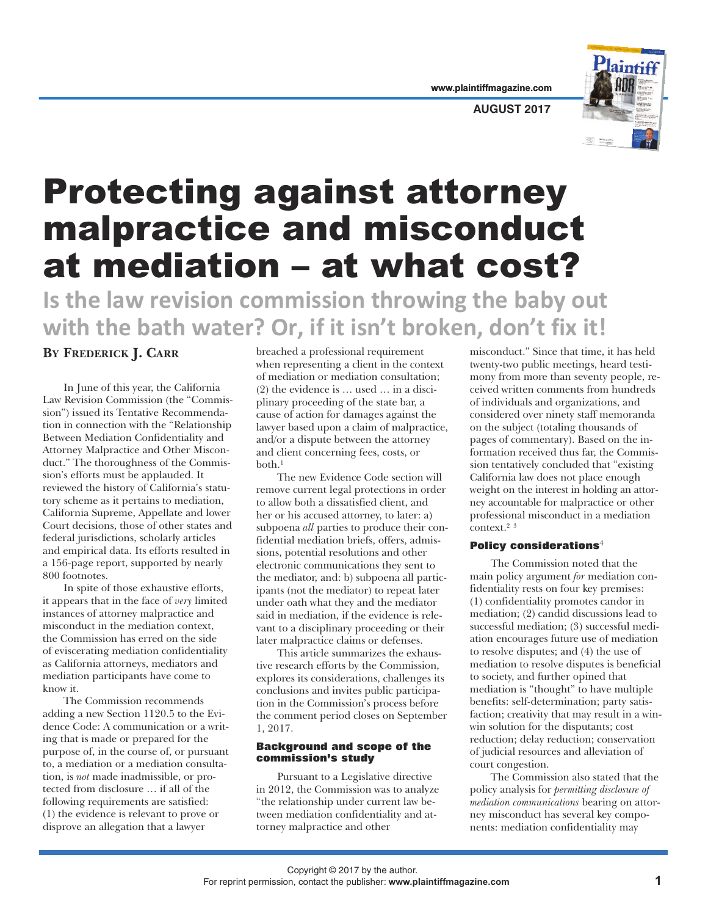# Protecting against attorney malpractice and misconduct at mediation – at what cost?

## Is the law revision commission throwing the baby out with the bath water? Or, if it isn't broken, don't fix it!

**By Frederick J. Carr**

In June of this year, the California Law Revision Commission (the "Commission") issued its Tentative Recommendation in connection with the "Relationship Between Mediation Confidentiality and Attorney Malpractice and Other Misconduct." The thoroughness of the Commission's efforts must be applauded. It reviewed the history of California's statutory scheme as it pertains to mediation, California Supreme, Appellate and lower Court decisions, those of other states and federal jurisdictions, scholarly articles and empirical data. Its efforts resulted in a 156-page report, supported by nearly 800 footnotes.

In spite of those exhaustive efforts, it appears that in the face of *very* limited instances of attorney malpractice and misconduct in the mediation context, the Commission has erred on the side of eviscerating mediation confidentiality as California attorneys, mediators and mediation participants have come to know it.

The Commission recommends adding a new Section 1120.5 to the Evidence Code: A communication or a writing that is made or prepared for the purpose of, in the course of, or pursuant to, a mediation or a mediation consultation, is *not* made inadmissible, or protected from disclosure … if all of the following requirements are satisfied: (1) the evidence is relevant to prove or disprove an allegation that a lawyer breached a professional requirement when representing a client in the context of mediation or mediation consultation; (2) the evidence is … used … in a disciplinary proceeding of the state bar, a cause of action for damages against the lawyer based upon a claim of malpractice, and/or a dispute between the attorney and client concerning fees, costs, or both.[1]

The new Evidence Code section will remove current legal protections in order to allow both a dissatisfied client, and her or his accused attorney, to later: a) subpoena *all* parties to produce their confidential mediation briefs, offers, admissions, potential resolutions and other electronic communications they sent to the mediator, and: b) subpoena all participants (not the mediator) to repeat later under oath what they and the mediator said in mediation, if the evidence is relevant to a disciplinary proceeding or their later malpractice claims or defenses.

This article summarizes the exhaustive research efforts by the Commission, explores its considerations, challenges its conclusions and invites public participation in the Commission's process before the comment period closes on September 1, 2017.

### Background and scope of the commission's study

Pursuant to a Legislative directive in 2012, the Commission was to analyze "the relationship under current law between mediation confidentiality and attorney malpractice and other misconduct." Since that time, it has held twenty-two public meetings, heard testimony from more than seventy people, received written comments from hundreds of individuals and organizations, and considered over ninety staff memoranda on the subject (totaling thousands of pages of commentary). Based on the information received thus far, the Commission tentatively concluded that "existing California law does not place enough weight on the interest in holding an attorney accountable for malpractice or other professional misconduct in a mediation context.[2 3]

### Policy considerations[4]

The Commission noted that the main policy argument *for* mediation confidentiality rests on four key premises: (1) confidentiality promotes candor in mediation; (2) candid discussions lead to successful mediation; (3) successful mediation encourages future use of mediation to resolve disputes; and (4) the use of mediation to resolve disputes is beneficial to society, and further opined that mediation is "thought" to have multiple benefits: self-determination; party satisfaction; creativity that may result in a win-win solution for the disputants; cost reduction; delay reduction; conservation of judicial resources and alleviation of court congestion.

The Commission also stated that the policy analysis for *permitting disclosure of mediation communications* bearing on attorney misconduct has several key components: mediation confidentiality may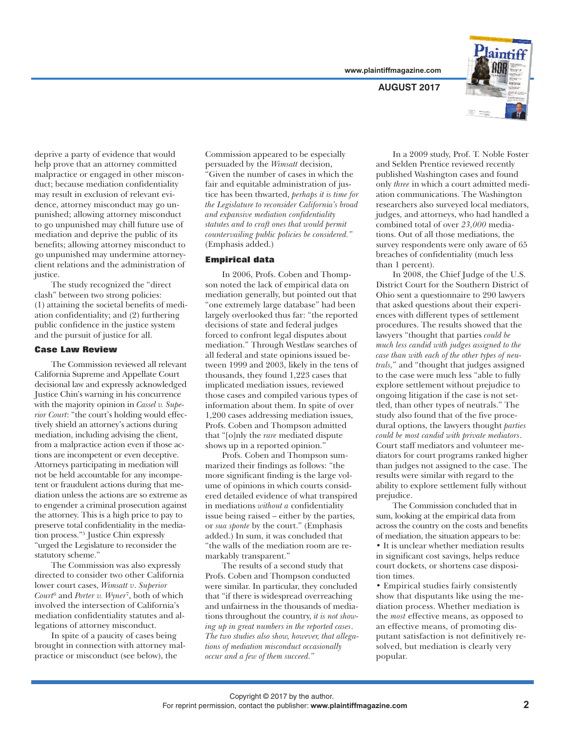deprive a party of evidence that would help prove that an attorney committed malpractice or engaged in other misconduct; because mediation confidentiality may result in exclusion of relevant evidence, attorney misconduct may go unpunished; allowing attorney misconduct to go unpunished may chill future use of mediation and deprive the public of its benefits; allowing attorney misconduct to go unpunished may undermine attorney-client relations and the administration of justice.

The study recognized the "direct clash" between two strong policies: (1) attaining the societal benefits of mediation confidentiality; and (2) furthering public confidence in the justice system and the pursuit of justice for all.

### Case Law Review

The Commission reviewed all relevant California Supreme and Appellate Court decisional law and expressly acknowledged Justice Chin's warning in his concurrence with the majority opinion in *Cassel v. Superior Court*: "the court's holding would effectively shield an attorney's actions during mediation, including advising the client, from a malpractice action even if those actions are incompetent or even deceptive. Attorneys participating in mediation will not be held accountable for any incompetent or fraudulent actions during that mediation unless the actions are so extreme as to engender a criminal prosecution against the attorney. This is a high price to pay to preserve total confidentiality in the mediation process."[5] Justice Chin expressly "urged the Legislature to reconsider the statutory scheme."

The Commission was also expressly directed to consider two other California lower court cases, *Wimsatt v. Superior Court*[6] and *Porter v. Wyner*[7], both of which involved the intersection of California's mediation confidentiality statutes and allegations of attorney misconduct.

In spite of a paucity of cases being brought in connection with attorney malpractice or misconduct (see below), the Commission appeared to be especially persuaded by the *Wimsatt* decision, "Given the number of cases in which the fair and equitable administration of justice has been thwarted, *perhaps it is time for the Legislature to reconsider California's broad and expansive mediation confidentiality statutes and to craft ones that would permit countervailing public policies be considered."* (Emphasis added.)

### Empirical data

In 2006, Profs. Coben and Thompson noted the lack of empirical data on mediation generally, but pointed out that "one extremely large database" had been largely overlooked thus far: "the reported decisions of state and federal judges forced to confront legal disputes about mediation." Through Westlaw searches of all federal and state opinions issued between 1999 and 2003, likely in the tens of thousands, they found 1,223 cases that implicated mediation issues, reviewed those cases and compiled various types of information about them. In spite of over 1,200 cases addressing mediation issues, Profs. Coben and Thompson admitted that "[o]nly the *rare* mediated dispute shows up in a reported opinion."

Profs. Coben and Thompson summarized their findings as follows: "the more significant finding is the large volume of opinions in which courts considered detailed evidence of what transpired in mediations *without a* confidentiality issue being raised – either by the parties, or *sua sponte* by the court." (Emphasis added.) In sum, it was concluded that "the walls of the mediation room are remarkably transparent."

The results of a second study that Profs. Coben and Thompson conducted were similar. In particular, they concluded that "if there is widespread overreaching and unfairness in the thousands of mediations throughout the country, *it is not showing up in great numbers in the reported cases. The two studies also show, however, that allegations of mediation misconduct occasionally occur and a few of them succeed."*

In a 2009 study, Prof. T. Noble Foster and Selden Prentice reviewed recently published Washington cases and found only *three* in which a court admitted mediation communications. The Washington researchers also surveyed local mediators, judges, and attorneys, who had handled a combined total of over *23,000* mediations. Out of all those mediations, the survey respondents were only aware of 65 breaches of confidentiality (much less than 1 percent).

In 2008, the Chief Judge of the U.S. District Court for the Southern District of Ohio sent a questionnaire to 290 lawyers that asked questions about their experiences with different types of settlement procedures. The results showed that the lawyers "thought that parties *could be much less candid with judges assigned to the case than with each of the other types of neutrals,"* and "thought that judges assigned to the case were much less "able to fully explore settlement without prejudice to ongoing litigation if the case is not settled, than other types of neutrals." The study also found that of the five procedural options, the lawyers thought *parties could be most candid with private mediators*. Court staff mediators and volunteer mediators for court programs ranked higher than judges not assigned to the case. The results were similar with regard to the ability to explore settlement fully without prejudice.

The Commission concluded that in sum, looking at the empirical data from across the country on the costs and benefits of mediation, the situation appears to be:

- It is unclear whether mediation results in significant cost savings, helps reduce court dockets, or shortens case disposition times.
- Empirical studies fairly consistently show that disputants like using the mediation process. Whether mediation is the *most* effective means, as opposed to an effective means, of promoting disputant satisfaction is not definitively resolved, but mediation is clearly very popular.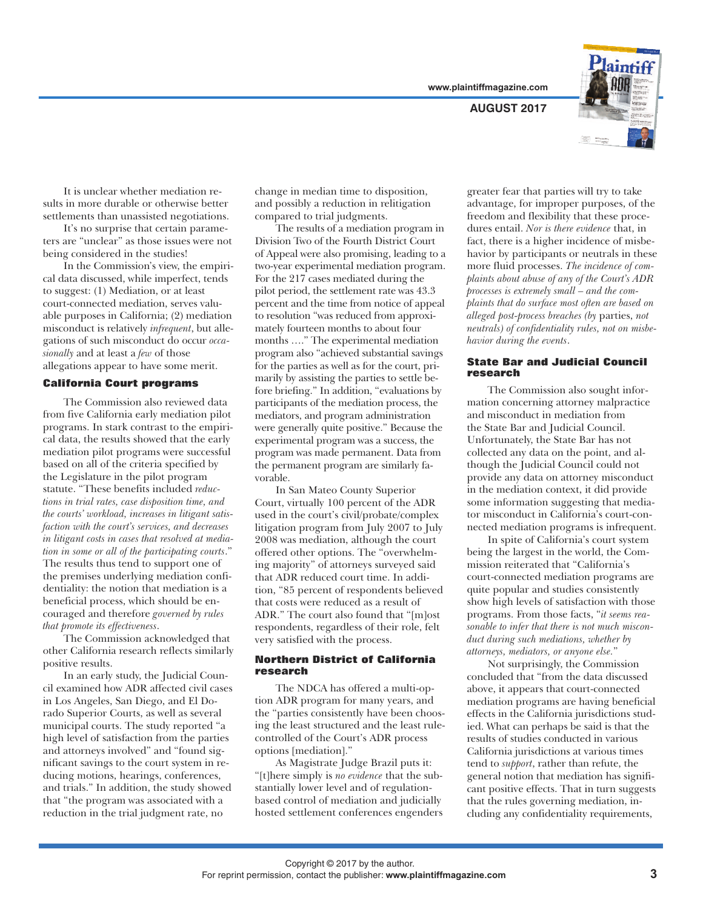It is unclear whether mediation results in more durable or otherwise better settlements than unassisted negotiations.

It's no surprise that certain parameters are "unclear" as those issues were not being considered in the studies!

In the Commission's view, the empirical data discussed, while imperfect, tends to suggest: (1) Mediation, or at least court-connected mediation, serves valuable purposes in California; (2) mediation misconduct is relatively *infrequent*, but allegations of such misconduct do occur *occasionally* and at least a *few* of those allegations appear to have some merit.

### California Court programs

The Commission also reviewed data from five California early mediation pilot programs. In stark contrast to the empirical data, the results showed that the early mediation pilot programs were successful based on all of the criteria specified by the Legislature in the pilot program statute. "These benefits included *reductions in trial rates, case disposition time, and the courts' workload, increases in litigant satisfaction with the court's services, and decreases in litigant costs in cases that resolved at mediation in some or all of the participating courts*." The results thus tend to support one of the premises underlying mediation confidentiality: the notion that mediation is a beneficial process, which should be encouraged and therefore *governed by rules that promote its effectiveness*.

The Commission acknowledged that other California research reflects similarly positive results.

In an early study, the Judicial Council examined how ADR affected civil cases in Los Angeles, San Diego, and El Dorado Superior Courts, as well as several municipal courts. The study reported "a high level of satisfaction from the parties and attorneys involved" and "found significant savings to the court system in reducing motions, hearings, conferences, and trials." In addition, the study showed that "the program was associated with a reduction in the trial judgment rate, no change in median time to disposition, and possibly a reduction in relitigation compared to trial judgments.

The results of a mediation program in Division Two of the Fourth District Court of Appeal were also promising, leading to a two-year experimental mediation program. For the 217 cases mediated during the pilot period, the settlement rate was 43.3 percent and the time from notice of appeal to resolution "was reduced from approximately fourteen months to about four months …." The experimental mediation program also "achieved substantial savings for the parties as well as for the court, primarily by assisting the parties to settle before briefing." In addition, "evaluations by participants of the mediation process, the mediators, and program administration were generally quite positive." Because the experimental program was a success, the program was made permanent. Data from the permanent program are similarly favorable.

In San Mateo County Superior Court, virtually 100 percent of the ADR used in the court's civil/probate/complex litigation program from July 2007 to July 2008 was mediation, although the court offered other options. The "overwhelming majority" of attorneys surveyed said that ADR reduced court time. In addition, "85 percent of respondents believed that costs were reduced as a result of ADR." The court also found that "[m]ost respondents, regardless of their role, felt very satisfied with the process.

### Northern District of California research

The NDCA has offered a multi-option ADR program for many years, and the "parties consistently have been choosing the least structured and the least rule-controlled of the Court's ADR process options [mediation]."

As Magistrate Judge Brazil puts it: "[t]here simply is *no evidence* that the substantially lower level and of regulation-based control of mediation and judicially hosted settlement conferences engenders greater fear that parties will try to take advantage, for improper purposes, of the freedom and flexibility that these procedures entail. *Nor is there evidence* that, in fact, there is a higher incidence of misbehavior by participants or neutrals in these more fluid processes. *The incidence of complaints about abuse of any of the Court's ADR processes is extremely small – and the complaints that do surface most often are based on alleged post-process breaches (by* parties, *not neutrals) of confidentiality rules, not on misbehavior during the events*.

### State Bar and Judicial Council research

The Commission also sought information concerning attorney malpractice and misconduct in mediation from the State Bar and Judicial Council. Unfortunately, the State Bar has not collected any data on the point, and although the Judicial Council could not provide any data on attorney misconduct in the mediation context, it did provide some information suggesting that mediator misconduct in California's court-connected mediation programs is infrequent.

In spite of California's court system being the largest in the world, the Commission reiterated that "California's court-connected mediation programs are quite popular and studies consistently show high levels of satisfaction with those programs. From those facts, "*it seems reasonable to infer that there is not much misconduct during such mediations, whether by attorneys, mediators, or anyone else*."

Not surprisingly, the Commission concluded that "from the data discussed above, it appears that court-connected mediation programs are having beneficial effects in the California jurisdictions studied. What can perhaps be said is that the results of studies conducted in various California jurisdictions at various times tend to *support*, rather than refute, the general notion that mediation has significant positive effects. That in turn suggests that the rules governing mediation, including any confidentiality requirements,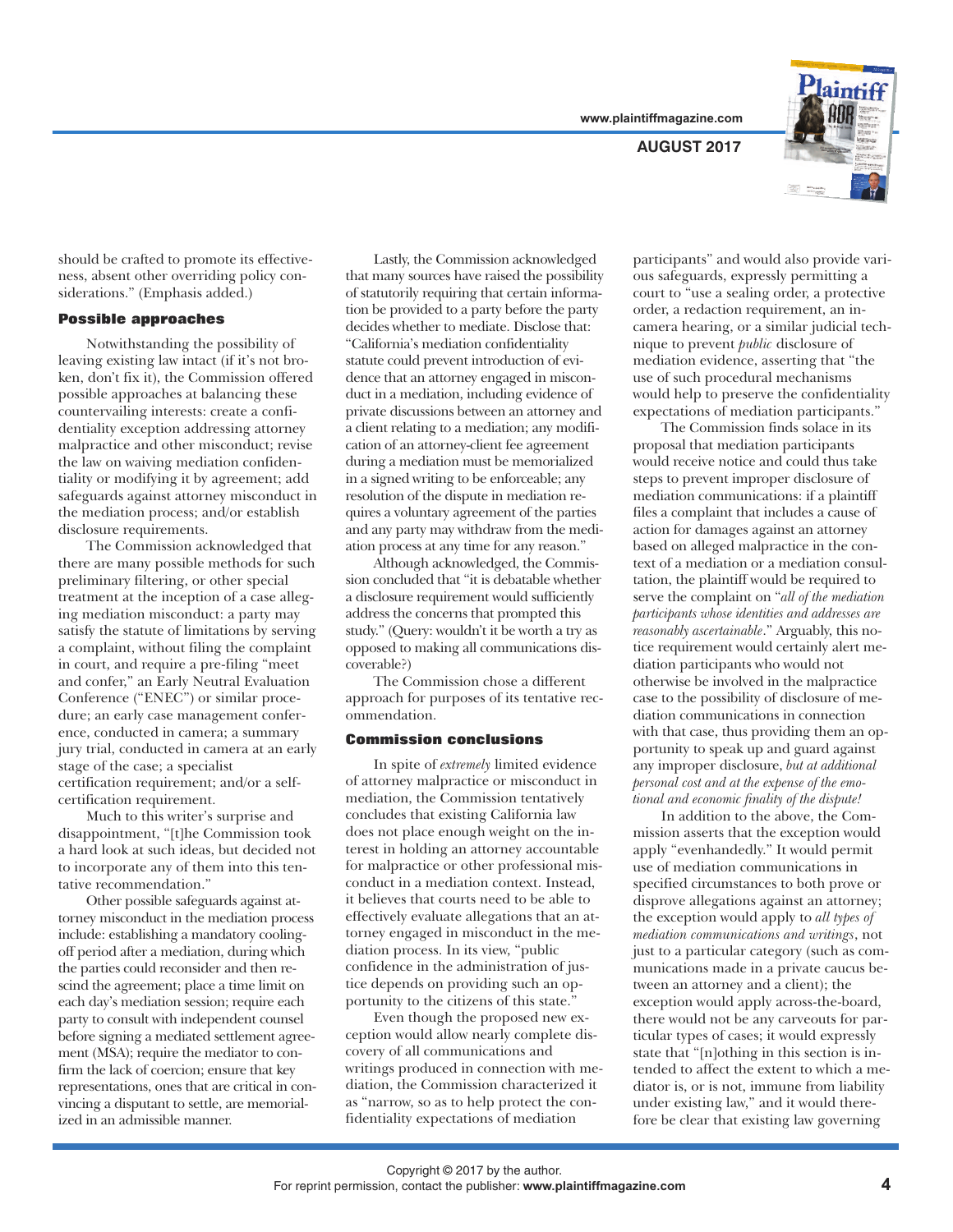should be crafted to promote its effectiveness, absent other overriding policy considerations." (Emphasis added.)

### Possible approaches

Notwithstanding the possibility of leaving existing law intact (if it's not broken, don't fix it), the Commission offered possible approaches at balancing these countervailing interests: create a confidentiality exception addressing attorney malpractice and other misconduct; revise the law on waiving mediation confidentiality or modifying it by agreement; add safeguards against attorney misconduct in the mediation process; and/or establish disclosure requirements.

The Commission acknowledged that there are many possible methods for such preliminary filtering, or other special treatment at the inception of a case alleging mediation misconduct: a party may satisfy the statute of limitations by serving a complaint, without filing the complaint in court, and require a pre-filing "meet and confer," an Early Neutral Evaluation Conference ("ENEC") or similar procedure; an early case management conference, conducted in camera; a summary jury trial, conducted in camera at an early stage of the case; a specialist certification requirement; and/or a self-certification requirement.

Much to this writer's surprise and disappointment, "[t]he Commission took a hard look at such ideas, but decided not to incorporate any of them into this tentative recommendation."

Other possible safeguards against attorney misconduct in the mediation process include: establishing a mandatory cooling-off period after a mediation, during which the parties could reconsider and then rescind the agreement; place a time limit on each day's mediation session; require each party to consult with independent counsel before signing a mediated settlement agreement (MSA); require the mediator to confirm the lack of coercion; ensure that key representations, ones that are critical in convincing a disputant to settle, are memorialized in an admissible manner.

Lastly, the Commission acknowledged that many sources have raised the possibility of statutorily requiring that certain information be provided to a party before the party decides whether to mediate. Disclose that: "California's mediation confidentiality statute could prevent introduction of evidence that an attorney engaged in misconduct in a mediation, including evidence of private discussions between an attorney and a client relating to a mediation; any modification of an attorney-client fee agreement during a mediation must be memorialized in a signed writing to be enforceable; any resolution of the dispute in mediation requires a voluntary agreement of the parties and any party may withdraw from the mediation process at any time for any reason."

Although acknowledged, the Commission concluded that "it is debatable whether a disclosure requirement would sufficiently address the concerns that prompted this study." (Query: wouldn't it be worth a try as opposed to making all communications discoverable?)

The Commission chose a different approach for purposes of its tentative recommendation.

### Commission conclusions

In spite of *extremely* limited evidence of attorney malpractice or misconduct in mediation, the Commission tentatively concludes that existing California law does not place enough weight on the interest in holding an attorney accountable for malpractice or other professional misconduct in a mediation context. Instead, it believes that courts need to be able to effectively evaluate allegations that an attorney engaged in misconduct in the mediation process. In its view, "public confidence in the administration of justice depends on providing such an opportunity to the citizens of this state."

Even though the proposed new exception would allow nearly complete discovery of all communications and writings produced in connection with mediation, the Commission characterized it as "narrow, so as to help protect the confidentiality expectations of mediation participants" and would also provide various safeguards, expressly permitting a court to "use a sealing order, a protective order, a redaction requirement, an in-camera hearing, or a similar judicial technique to prevent *public* disclosure of mediation evidence, asserting that "the use of such procedural mechanisms would help to preserve the confidentiality expectations of mediation participants."

The Commission finds solace in its proposal that mediation participants would receive notice and could thus take steps to prevent improper disclosure of mediation communications: if a plaintiff files a complaint that includes a cause of action for damages against an attorney based on alleged malpractice in the context of a mediation or a mediation consultation, the plaintiff would be required to serve the complaint on "*all of the mediation participants whose identities and addresses are reasonably ascertainable*." Arguably, this notice requirement would certainly alert mediation participants who would not otherwise be involved in the malpractice case to the possibility of disclosure of mediation communications in connection with that case, thus providing them an opportunity to speak up and guard against any improper disclosure, *but at additional personal cost and at the expense of the emotional and economic finality of the dispute!*

In addition to the above, the Commission asserts that the exception would apply "evenhandedly." It would permit use of mediation communications in specified circumstances to both prove or disprove allegations against an attorney; the exception would apply to *all types of mediation communications and writings*, not just to a particular category (such as communications made in a private caucus between an attorney and a client); the exception would apply across-the-board, there would not be any carveouts for particular types of cases; it would expressly state that "[n]othing in this section is intended to affect the extent to which a mediator is, or is not, immune from liability under existing law," and it would therefore be clear that existing law governing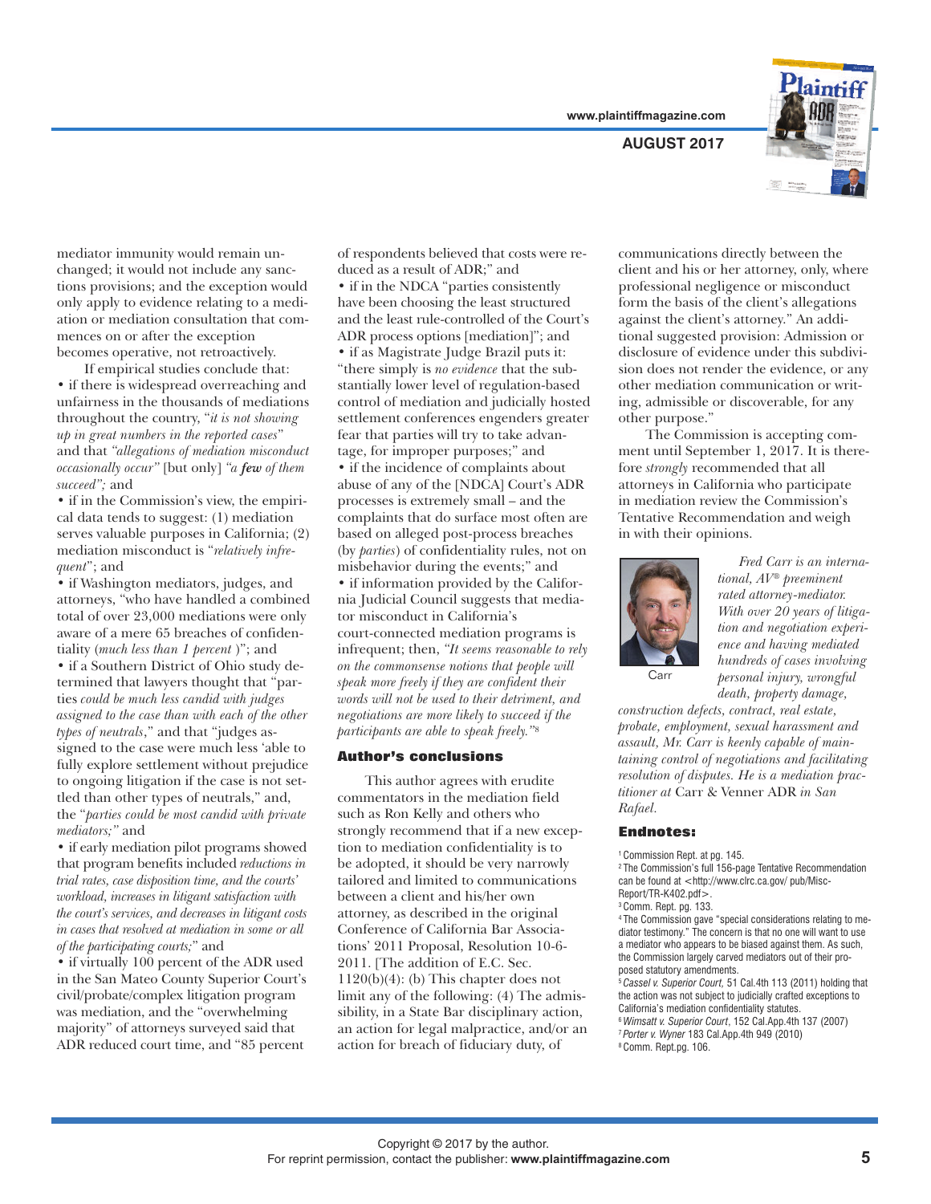mediator immunity would remain unchanged; it would not include any sanctions provisions; and the exception would only apply to evidence relating to a mediation or mediation consultation that commences on or after the exception becomes operative, not retroactively.

If empirical studies conclude that:

- if there is widespread overreaching and unfairness in the thousands of mediations throughout the country, "*it is not showing up in great numbers in the reported cases*" and that *"allegations of mediation misconduct occasionally occur"* [but only] *"a **few** of them succeed"*; and
- if in the Commission's view, the empirical data tends to suggest: (1) mediation serves valuable purposes in California; (2) mediation misconduct is "*relatively infrequent*"; and
- if Washington mediators, judges, and attorneys, "who have handled a combined total of over 23,000 mediations were only aware of a mere 65 breaches of confidentiality (*much less than 1 percent* )"; and
- if a Southern District of Ohio study determined that lawyers thought that "parties *could be much less candid with judges assigned to the case than with each of the other types of neutrals*," and that "judges assigned to the case were much less 'able to fully explore settlement without prejudice to ongoing litigation if the case is not settled than other types of neutrals," and, the "*parties could be most candid with private mediators;"* and
- if early mediation pilot programs showed that program benefits included *reductions in trial rates, case disposition time, and the courts' workload, increases in litigant satisfaction with the court's services, and decreases in litigant costs in cases that resolved at mediation in some or all of the participating courts;*" and
- if virtually 100 percent of the ADR used in the San Mateo County Superior Court's civil/probate/complex litigation program was mediation, and the "overwhelming majority" of attorneys surveyed said that ADR reduced court time, and "85 percent of respondents believed that costs were reduced as a result of ADR;" and
- if in the NDCA "parties consistently have been choosing the least structured and the least rule-controlled of the Court's ADR process options [mediation]"; and
- if as Magistrate Judge Brazil puts it: "there simply is *no evidence* that the substantially lower level of regulation-based control of mediation and judicially hosted settlement conferences engenders greater fear that parties will try to take advantage, for improper purposes;" and
- if the incidence of complaints about abuse of any of the [NDCA] Court's ADR processes is extremely small – and the complaints that do surface most often are based on alleged post-process breaches (by *parties*) of confidentiality rules, not on misbehavior during the events;" and
- if information provided by the California Judicial Council suggests that mediator misconduct in California's court-connected mediation programs is infrequent; then, *"It seems reasonable to rely on the commonsense notions that people will speak more freely if they are confident their words will not be used to their detriment, and negotiations are more likely to succeed if the participants are able to speak freely."*[8]

## Author's conclusions

This author agrees with erudite commentators in the mediation field such as Ron Kelly and others who strongly recommend that if a new exception to mediation confidentiality is to be adopted, it should be very narrowly tailored and limited to communications between a client and his/her own attorney, as described in the original Conference of California Bar Associations' 2011 Proposal, Resolution 10-6-2011. [The addition of E.C. Sec. 1120(b)(4): (b) This chapter does not limit any of the following: (4) The admissibility, in a State Bar disciplinary action, an action for legal malpractice, and/or an action for breach of fiduciary duty, of communications directly between the client and his or her attorney, only, where professional negligence or misconduct form the basis of the client's allegations against the client's attorney." An additional suggested provision: Admission or disclosure of evidence under this subdivision does not render the evidence, or any other mediation communication or writing, admissible or discoverable, for any other purpose."

The Commission is accepting comment until September 1, 2017. It is therefore *strongly* recommended that all attorneys in California who participate in mediation review the Commission's Tentative Recommendation and weigh in with their opinions.

Carr

*Fred Carr is an international, AV® preeminent rated attorney-mediator. With over 20 years of litigation and negotiation experience and having mediated hundreds of cases involving personal injury, wrongful death, property damage, construction defects, contract, real estate, probate, employment, sexual harassment and assault, Mr. Carr is keenly capable of maintaining control of negotiations and facilitating resolution of disputes. He is a mediation practitioner at* Carr & Venner ADR *in San Rafael.*

## Endnotes:

[1] Commission Rept. at pg. 145.

[2] The Commission's full 156-page Tentative Recommendation can be found at <http://www.clrc.ca.gov/ pub/Misc-Report/TR-K402.pdf>.

[3] Comm. Rept. pg. 133.

[4] The Commission gave "special considerations relating to mediator testimony." The concern is that no one will want to use a mediator who appears to be biased against them. As such, the Commission largely carved mediators out of their proposed statutory amendments.

[5] *Cassel v. Superior Court,* 51 Cal.4th 113 (2011) holding that the action was not subject to judicially crafted exceptions to California's mediation confidentiality statutes.

[6] *Wimsatt v. Superior Court*, 152 Cal.App.4th 137 (2007)

[7] *Porter v. Wyner* 183 Cal.App.4th 949 (2010)

[8] Comm. Rept.pg. 106.